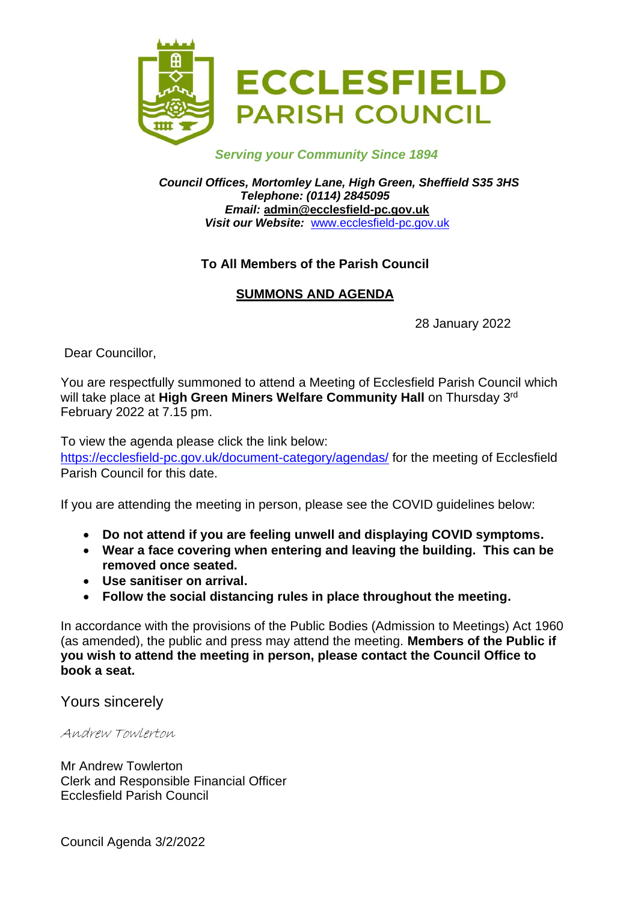# ECCLESFIELD PARISH COUNCIL

*Serving your Community Since 1894*

***Council Offices, Mortomley Lane, High Green, Sheffield S35 3HS***
***Telephone: (0114) 2845095***
***Email:* admin@ecclesfield-pc.gov.uk**
***Visit our Website:*** www.ecclesfield-pc.gov.uk

**To All Members of the Parish Council**

**SUMMONS AND AGENDA**

28 January 2022

Dear Councillor,

You are respectfully summoned to attend a Meeting of Ecclesfield Parish Council which will take place at **High Green Miners Welfare Community Hall** on Thursday 3rd February 2022 at 7.15 pm.

To view the agenda please click the link below:
https://ecclesfield-pc.gov.uk/document-category/agendas/ for the meeting of Ecclesfield Parish Council for this date.

If you are attending the meeting in person, please see the COVID guidelines below:

- **Do not attend if you are feeling unwell and displaying COVID symptoms.**
- **Wear a face covering when entering and leaving the building. This can be removed once seated.**
- **Use sanitiser on arrival.**
- **Follow the social distancing rules in place throughout the meeting.**

In accordance with the provisions of the Public Bodies (Admission to Meetings) Act 1960 (as amended), the public and press may attend the meeting. **Members of the Public if you wish to attend the meeting in person, please contact the Council Office to book a seat.**

Yours sincerely

*Andrew Towlerton*

Mr Andrew Towlerton
Clerk and Responsible Financial Officer
Ecclesfield Parish Council

Council Agenda 3/2/2022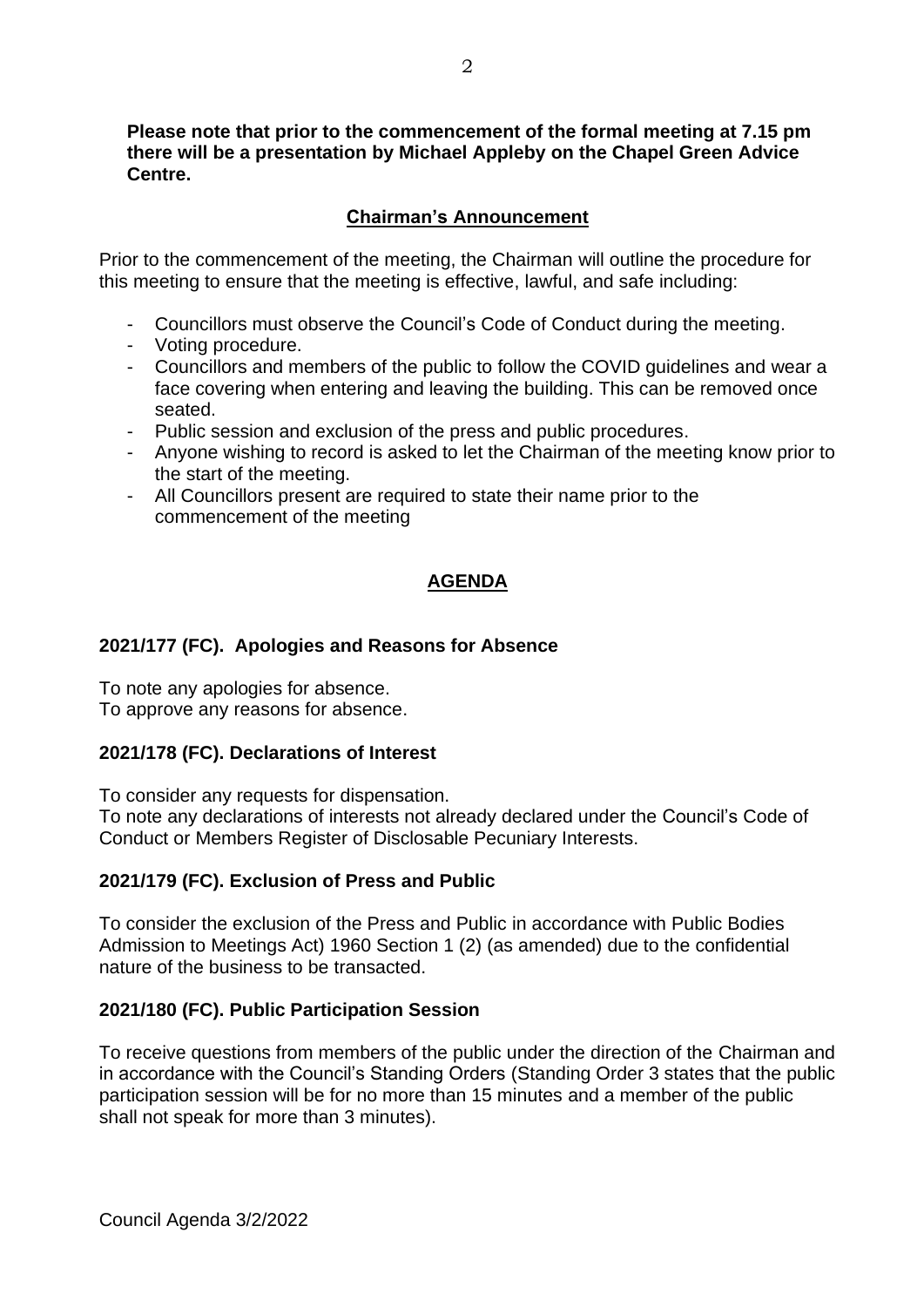**Please note that prior to the commencement of the formal meeting at 7.15 pm there will be a presentation by Michael Appleby on the Chapel Green Advice Centre.**

## Chairman's Announcement

Prior to the commencement of the meeting, the Chairman will outline the procedure for this meeting to ensure that the meeting is effective, lawful, and safe including:

- Councillors must observe the Council's Code of Conduct during the meeting.
- Voting procedure.
- Councillors and members of the public to follow the COVID guidelines and wear a face covering when entering and leaving the building. This can be removed once seated.
- Public session and exclusion of the press and public procedures.
- Anyone wishing to record is asked to let the Chairman of the meeting know prior to the start of the meeting.
- All Councillors present are required to state their name prior to the commencement of the meeting

## AGENDA

### 2021/177 (FC). Apologies and Reasons for Absence

To note any apologies for absence.
To approve any reasons for absence.

### 2021/178 (FC). Declarations of Interest

To consider any requests for dispensation.
To note any declarations of interests not already declared under the Council's Code of Conduct or Members Register of Disclosable Pecuniary Interests.

### 2021/179 (FC). Exclusion of Press and Public

To consider the exclusion of the Press and Public in accordance with Public Bodies Admission to Meetings Act) 1960 Section 1 (2) (as amended) due to the confidential nature of the business to be transacted.

### 2021/180 (FC). Public Participation Session

To receive questions from members of the public under the direction of the Chairman and in accordance with the Council's Standing Orders (Standing Order 3 states that the public participation session will be for no more than 15 minutes and a member of the public shall not speak for more than 3 minutes).

Council Agenda 3/2/2022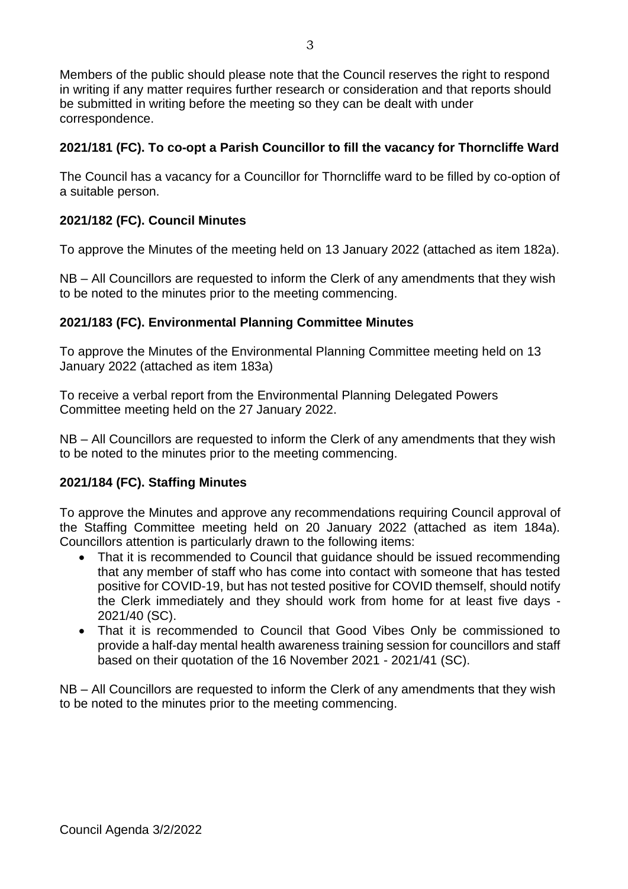Members of the public should please note that the Council reserves the right to respond in writing if any matter requires further research or consideration and that reports should be submitted in writing before the meeting so they can be dealt with under correspondence.

**2021/181 (FC). To co-opt a Parish Councillor to fill the vacancy for Thorncliffe Ward**

The Council has a vacancy for a Councillor for Thorncliffe ward to be filled by co-option of a suitable person.

**2021/182 (FC). Council Minutes**

To approve the Minutes of the meeting held on 13 January 2022 (attached as item 182a).

NB – All Councillors are requested to inform the Clerk of any amendments that they wish to be noted to the minutes prior to the meeting commencing.

**2021/183 (FC). Environmental Planning Committee Minutes**

To approve the Minutes of the Environmental Planning Committee meeting held on 13 January 2022 (attached as item 183a)

To receive a verbal report from the Environmental Planning Delegated Powers Committee meeting held on the 27 January 2022.

NB – All Councillors are requested to inform the Clerk of any amendments that they wish to be noted to the minutes prior to the meeting commencing.

**2021/184 (FC). Staffing Minutes**

To approve the Minutes and approve any recommendations requiring Council approval of the Staffing Committee meeting held on 20 January 2022 (attached as item 184a). Councillors attention is particularly drawn to the following items:

- That it is recommended to Council that guidance should be issued recommending that any member of staff who has come into contact with someone that has tested positive for COVID-19, but has not tested positive for COVID themself, should notify the Clerk immediately and they should work from home for at least five days - 2021/40 (SC).
- That it is recommended to Council that Good Vibes Only be commissioned to provide a half-day mental health awareness training session for councillors and staff based on their quotation of the 16 November 2021 - 2021/41 (SC).

NB – All Councillors are requested to inform the Clerk of any amendments that they wish to be noted to the minutes prior to the meeting commencing.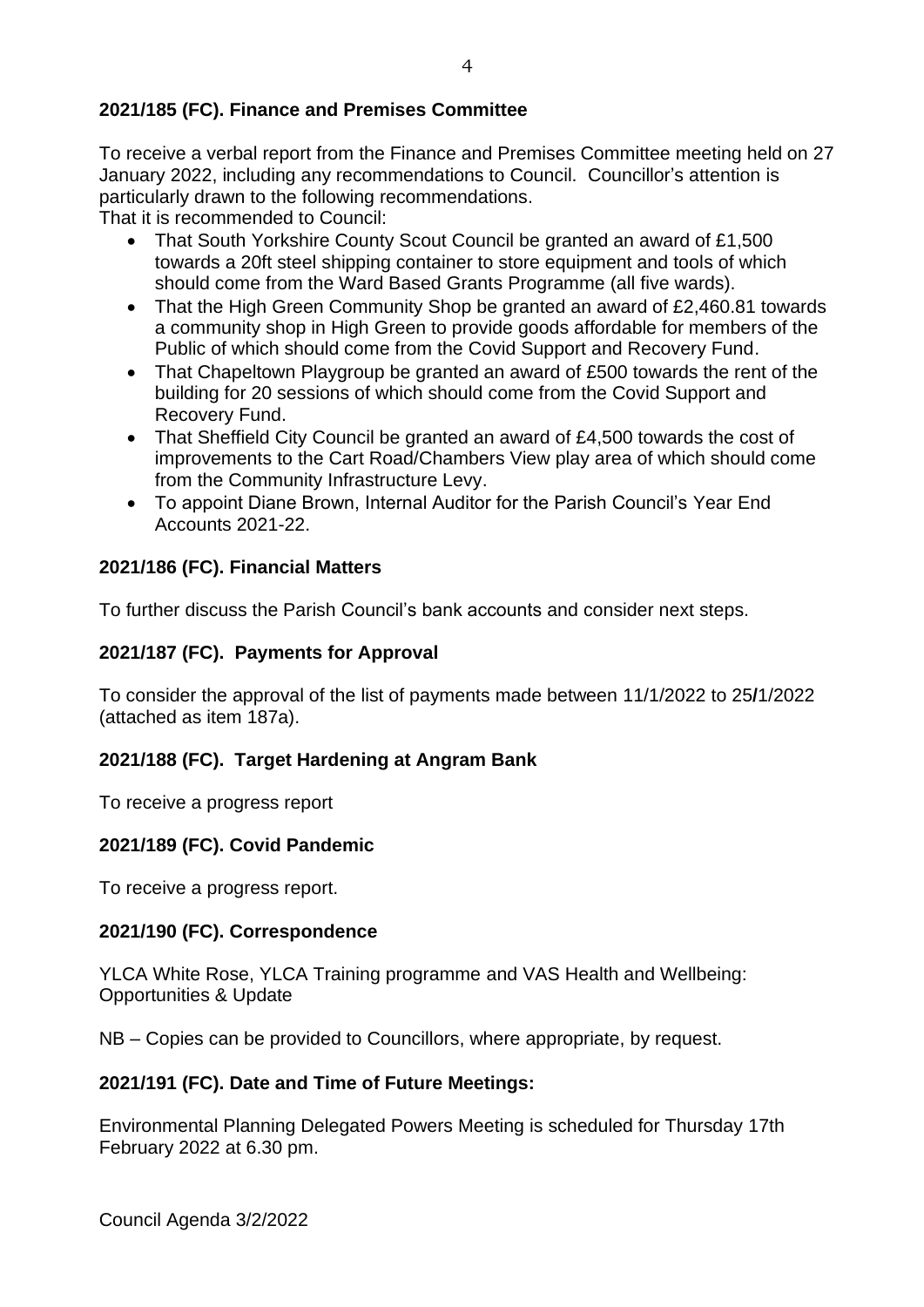**2021/185 (FC). Finance and Premises Committee**

To receive a verbal report from the Finance and Premises Committee meeting held on 27 January 2022, including any recommendations to Council. Councillor's attention is particularly drawn to the following recommendations.

That it is recommended to Council:

- That South Yorkshire County Scout Council be granted an award of £1,500 towards a 20ft steel shipping container to store equipment and tools of which should come from the Ward Based Grants Programme (all five wards).
- That the High Green Community Shop be granted an award of £2,460.81 towards a community shop in High Green to provide goods affordable for members of the Public of which should come from the Covid Support and Recovery Fund.
- That Chapeltown Playgroup be granted an award of £500 towards the rent of the building for 20 sessions of which should come from the Covid Support and Recovery Fund.
- That Sheffield City Council be granted an award of £4,500 towards the cost of improvements to the Cart Road/Chambers View play area of which should come from the Community Infrastructure Levy.
- To appoint Diane Brown, Internal Auditor for the Parish Council's Year End Accounts 2021-22.

**2021/186 (FC). Financial Matters**

To further discuss the Parish Council's bank accounts and consider next steps.

**2021/187 (FC). Payments for Approval**

To consider the approval of the list of payments made between 11/1/2022 to 25/1/2022 (attached as item 187a).

**2021/188 (FC). Target Hardening at Angram Bank**

To receive a progress report

**2021/189 (FC). Covid Pandemic**

To receive a progress report.

**2021/190 (FC). Correspondence**

YLCA White Rose, YLCA Training programme and VAS Health and Wellbeing: Opportunities & Update

NB – Copies can be provided to Councillors, where appropriate, by request.

**2021/191 (FC). Date and Time of Future Meetings:**

Environmental Planning Delegated Powers Meeting is scheduled for Thursday 17th February 2022 at 6.30 pm.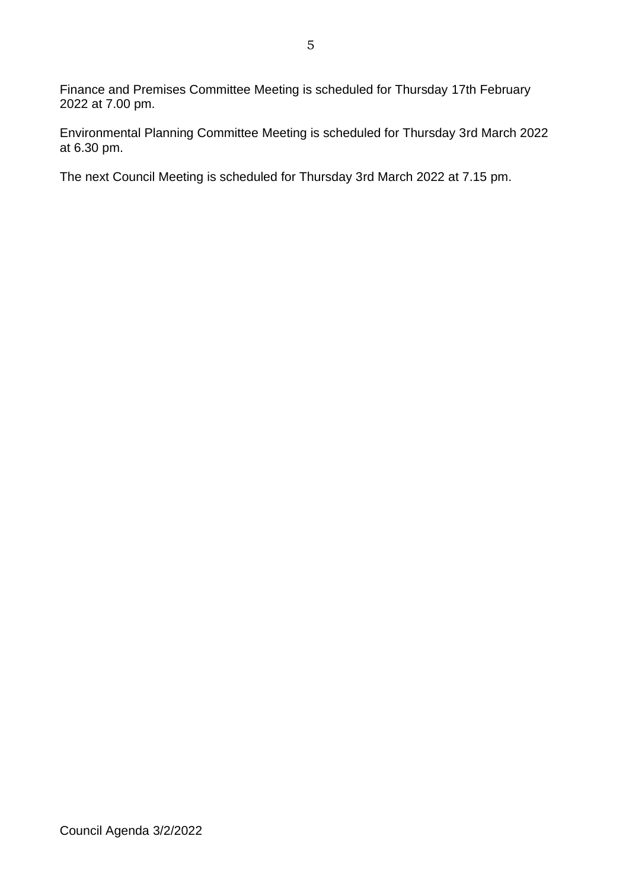Finance and Premises Committee Meeting is scheduled for Thursday 17th February 2022 at 7.00 pm.

Environmental Planning Committee Meeting is scheduled for Thursday 3rd March 2022 at 6.30 pm.

The next Council Meeting is scheduled for Thursday 3rd March 2022 at 7.15 pm.